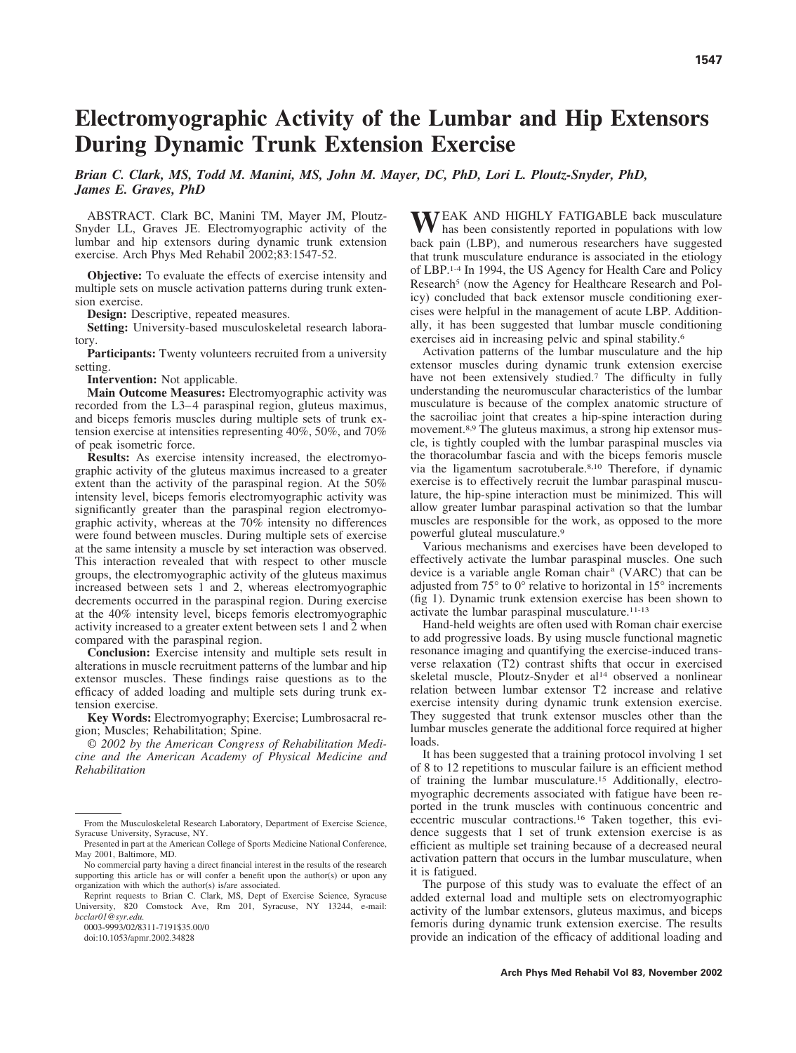# Electromyographic Activity of the Lumbar and Hip Extensors During Dynamic Trunk Extension Exercise

***Brian C. Clark, MS, Todd M. Manini, MS, John M. Mayer, DC, PhD, Lori L. Ploutz-Snyder, PhD, James E. Graves, PhD***

ABSTRACT. Clark BC, Manini TM, Mayer JM, Ploutz-Snyder LL, Graves JE. Electromyographic activity of the lumbar and hip extensors during dynamic trunk extension exercise. Arch Phys Med Rehabil 2002;83:1547-52.

**Objective:** To evaluate the effects of exercise intensity and multiple sets on muscle activation patterns during trunk extension exercise.

**Design:** Descriptive, repeated measures.

**Setting:** University-based musculoskeletal research laboratory.

**Participants:** Twenty volunteers recruited from a university setting.

**Intervention:** Not applicable.

**Main Outcome Measures:** Electromyographic activity was recorded from the L3–4 paraspinal region, gluteus maximus, and biceps femoris muscles during multiple sets of trunk extension exercise at intensities representing 40%, 50%, and 70% of peak isometric force.

**Results:** As exercise intensity increased, the electromyographic activity of the gluteus maximus increased to a greater extent than the activity of the paraspinal region. At the 50% intensity level, biceps femoris electromyographic activity was significantly greater than the paraspinal region electromyographic activity, whereas at the 70% intensity no differences were found between muscles. During multiple sets of exercise at the same intensity a muscle by set interaction was observed. This interaction revealed that with respect to other muscle groups, the electromyographic activity of the gluteus maximus increased between sets 1 and 2, whereas electromyographic decrements occurred in the paraspinal region. During exercise at the 40% intensity level, biceps femoris electromyographic activity increased to a greater extent between sets 1 and 2 when compared with the paraspinal region.

**Conclusion:** Exercise intensity and multiple sets result in alterations in muscle recruitment patterns of the lumbar and hip extensor muscles. These findings raise questions as to the efficacy of added loading and multiple sets during trunk extension exercise.

**Key Words:** Electromyography; Exercise; Lumbrosacral region; Muscles; Rehabilitation; Spine.

*© 2002 by the American Congress of Rehabilitation Medicine and the American Academy of Physical Medicine and Rehabilitation*

WEAK AND HIGHLY FATIGABLE back musculature has been consistently reported in populations with low back pain (LBP), and numerous researchers have suggested that trunk musculature endurance is associated in the etiology of LBP.[1-4] In 1994, the US Agency for Health Care and Policy Research[5] (now the Agency for Healthcare Research and Policy) concluded that back extensor muscle conditioning exercises were helpful in the management of acute LBP. Additionally, it has been suggested that lumbar muscle conditioning exercises aid in increasing pelvic and spinal stability.[6]

Activation patterns of the lumbar musculature and the hip extensor muscles during dynamic trunk extension exercise have not been extensively studied.[7] The difficulty in fully understanding the neuromuscular characteristics of the lumbar musculature is because of the complex anatomic structure of the sacroiliac joint that creates a hip-spine interaction during movement.[8,9] The gluteus maximus, a strong hip extensor muscle, is tightly coupled with the lumbar paraspinal muscles via the thoracolumbar fascia and with the biceps femoris muscle via the ligamentum sacrotuberale.[8,10] Therefore, if dynamic exercise is to effectively recruit the lumbar paraspinal musculature, the hip-spine interaction must be minimized. This will allow greater lumbar paraspinal activation so that the lumbar muscles are responsible for the work, as opposed to the more powerful gluteal musculature.[9]

Various mechanisms and exercises have been developed to effectively activate the lumbar paraspinal muscles. One such device is a variable angle Roman chair[a] (VARC) that can be adjusted from 75° to 0° relative to horizontal in 15° increments (fig 1). Dynamic trunk extension exercise has been shown to activate the lumbar paraspinal musculature.[11-13]

Hand-held weights are often used with Roman chair exercise to add progressive loads. By using muscle functional magnetic resonance imaging and quantifying the exercise-induced transverse relaxation (T2) contrast shifts that occur in exercised skeletal muscle, Ploutz-Snyder et al[14] observed a nonlinear relation between lumbar extensor T2 increase and relative exercise intensity during dynamic trunk extension exercise. They suggested that trunk extensor muscles other than the lumbar muscles generate the additional force required at higher loads.

It has been suggested that a training protocol involving 1 set of 8 to 12 repetitions to muscular failure is an efficient method of training the lumbar musculature.[15] Additionally, electromyographic decrements associated with fatigue have been reported in the trunk muscles with continuous concentric and eccentric muscular contractions.[16] Taken together, this evidence suggests that 1 set of trunk extension exercise is as efficient as multiple set training because of a decreased neural activation pattern that occurs in the lumbar musculature, when it is fatigued.

The purpose of this study was to evaluate the effect of an added external load and multiple sets on electromyographic activity of the lumbar extensors, gluteus maximus, and biceps femoris during dynamic trunk extension exercise. The results provide an indication of the efficacy of additional loading and

From the Musculoskeletal Research Laboratory, Department of Exercise Science, Syracuse University, Syracuse, NY.

Presented in part at the American College of Sports Medicine National Conference, May 2001, Baltimore, MD.

No commercial party having a direct financial interest in the results of the research supporting this article has or will confer a benefit upon the author(s) or upon any organization with which the author(s) is/are associated.

Reprint requests to Brian C. Clark, MS, Dept of Exercise Science, Syracuse University, 820 Comstock Ave, Rm 201, Syracuse, NY 13244, e-mail: *bcclar01@syr.edu.*

0003-9993/02/8311-7191$35.00/0

doi:10.1053/apmr.2002.34828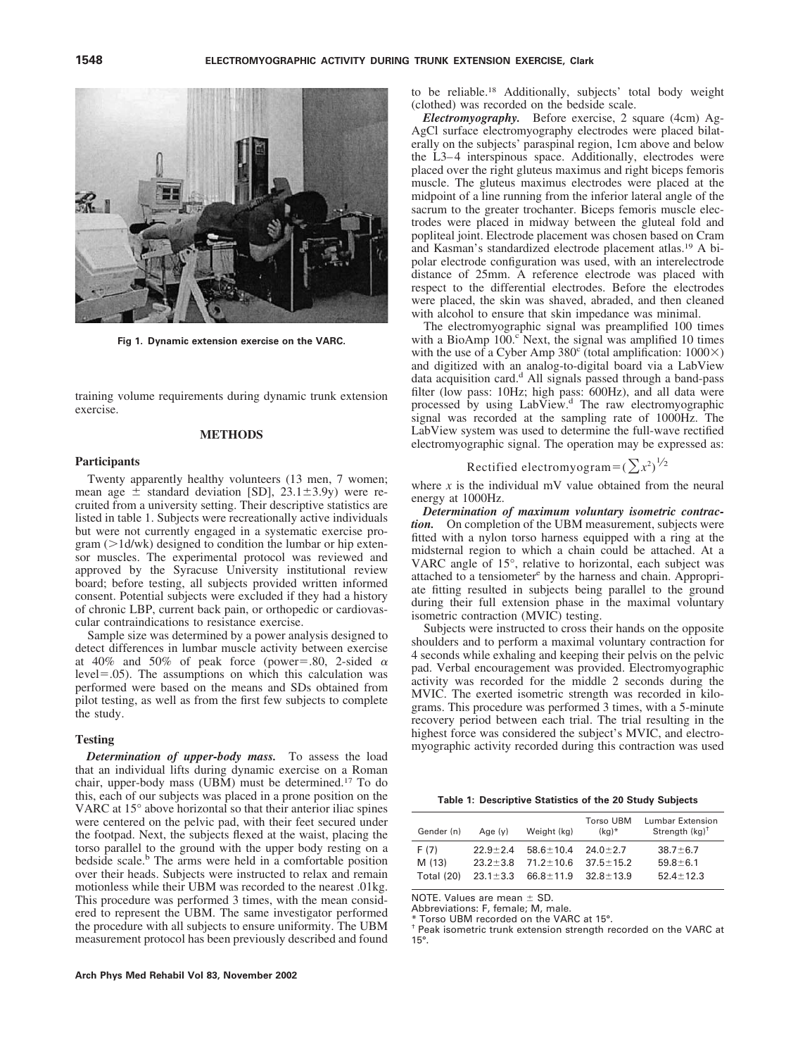Fig 1. Dynamic extension exercise on the VARC.

training volume requirements during dynamic trunk extension exercise.

## METHODS

### Participants

Twenty apparently healthy volunteers (13 men, 7 women; mean age ± standard deviation [SD], 23.1±3.9y) were recruited from a university setting. Their descriptive statistics are listed in table 1. Subjects were recreationally active individuals but were not currently engaged in a systematic exercise program (>1d/wk) designed to condition the lumbar or hip extensor muscles. The experimental protocol was reviewed and approved by the Syracuse University institutional review board; before testing, all subjects provided written informed consent. Potential subjects were excluded if they had a history of chronic LBP, current back pain, or orthopedic or cardiovascular contraindications to resistance exercise.

Sample size was determined by a power analysis designed to detect differences in lumbar muscle activity between exercise at 40% and 50% of peak force (power=.80, 2-sided $\alpha$ level=.05). The assumptions on which this calculation was performed were based on the means and SDs obtained from pilot testing, as well as from the first few subjects to complete the study.

### Testing

***Determination of upper-body mass.*** To assess the load that an individual lifts during dynamic exercise on a Roman chair, upper-body mass (UBM) must be determined.[17] To do this, each of our subjects was placed in a prone position on the VARC at 15° above horizontal so that their anterior iliac spines were centered on the pelvic pad, with their feet secured under the footpad. Next, the subjects flexed at the waist, placing the torso parallel to the ground with the upper body resting on a bedside scale.[b] The arms were held in a comfortable position over their heads. Subjects were instructed to relax and remain motionless while their UBM was recorded to the nearest .01kg. This procedure was performed 3 times, with the mean considered to represent the UBM. The same investigator performed the procedure with all subjects to ensure uniformity. The UBM measurement protocol has been previously described and found to be reliable.[18] Additionally, subjects' total body weight (clothed) was recorded on the bedside scale.

***Electromyography.*** Before exercise, 2 square (4cm) Ag-AgCl surface electromyography electrodes were placed bilaterally on the subjects' paraspinal region, 1cm above and below the L3–4 interspinous space. Additionally, electrodes were placed over the right gluteus maximus and right biceps femoris muscle. The gluteus maximus electrodes were placed at the midpoint of a line running from the inferior lateral angle of the sacrum to the greater trochanter. Biceps femoris muscle electrodes were placed in midway between the gluteal fold and popliteal joint. Electrode placement was chosen based on Cram and Kasman's standardized electrode placement atlas.[19] A bipolar electrode configuration was used, with an interelectrode distance of 25mm. A reference electrode was placed with respect to the differential electrodes. Before the electrodes were placed, the skin was shaved, abraded, and then cleaned with alcohol to ensure that skin impedance was minimal.

The electromyographic signal was preamplified 100 times with a BioAmp 100.[c] Next, the signal was amplified 10 times with the use of a Cyber Amp 380[c] (total amplification: 1000×) and digitized with an analog-to-digital board via a LabView data acquisition card.[d] All signals passed through a band-pass filter (low pass: 10Hz; high pass: 600Hz), and all data were processed by using LabView.[d] The raw electromyographic signal was recorded at the sampling rate of 1000Hz. The LabView system was used to determine the full-wave rectified electromyographic signal. The operation may be expressed as:

$$\text{Rectified electromyogram} = \left(\sum x^2\right)^{1/2}$$

where $x$ is the individual mV value obtained from the neural energy at 1000Hz.

***Determination of maximum voluntary isometric contraction.*** On completion of the UBM measurement, subjects were fitted with a nylon torso harness equipped with a ring at the midsternal region to which a chain could be attached. At a VARC angle of 15°, relative to horizontal, each subject was attached to a tensiometer[e] by the harness and chain. Appropriate fitting resulted in subjects being parallel to the ground during their full extension phase in the maximal voluntary isometric contraction (MVIC) testing.

Subjects were instructed to cross their hands on the opposite shoulders and to perform a maximal voluntary contraction for 4 seconds while exhaling and keeping their pelvis on the pelvic pad. Verbal encouragement was provided. Electromyographic activity was recorded for the middle 2 seconds during the MVIC. The exerted isometric strength was recorded in kilograms. This procedure was performed 3 times, with a 5-minute recovery period between each trial. The trial resulting in the highest force was considered the subject's MVIC, and electromyographic activity recorded during this contraction was used

**Table 1: Descriptive Statistics of the 20 Study Subjects**

| Gender (n) | Age (y) | Weight (kg) | Torso UBM (kg)* | Lumbar Extension Strength (kg)† |
|---|---|---|---|---|
| F (7) | 22.9±2.4 | 58.6±10.4 | 24.0±2.7 | 38.7±6.7 |
| M (13) | 23.2±3.8 | 71.2±10.6 | 37.5±15.2 | 59.8±6.1 |
| Total (20) | 23.1±3.3 | 66.8±11.9 | 32.8±13.9 | 52.4±12.3 |

NOTE. Values are mean ± SD.
Abbreviations: F, female; M, male.
* Torso UBM recorded on the VARC at 15°.
† Peak isometric trunk extension strength recorded on the VARC at 15°.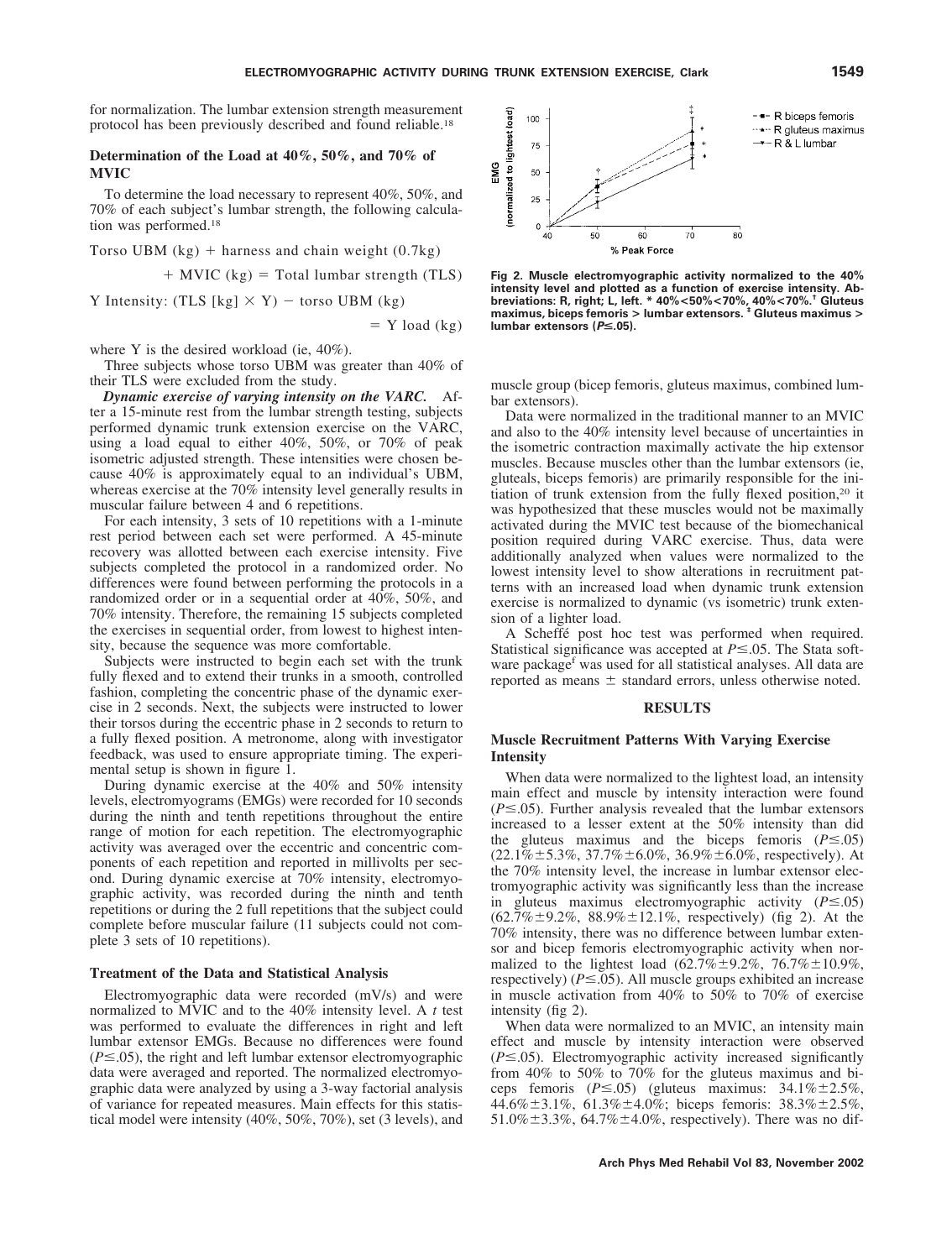for normalization. The lumbar extension strength measurement protocol has been previously described and found reliable.[18]

### Determination of the Load at 40%, 50%, and 70% of MVIC

To determine the load necessary to represent 40%, 50%, and 70% of each subject's lumbar strength, the following calculation was performed.[18]

$$\text{Torso UBM (kg)} + \text{harness and chain weight (0.7kg)} + \text{MVIC (kg)} = \text{Total lumbar strength (TLS)}$$

$$\text{Y Intensity: (TLS [kg]} \times \text{Y)} - \text{torso UBM (kg)} = \text{Y load (kg)}$$

where Y is the desired workload (ie, 40%).

Three subjects whose torso UBM was greater than 40% of their TLS were excluded from the study.

***Dynamic exercise of varying intensity on the VARC.*** After a 15-minute rest from the lumbar strength testing, subjects performed dynamic trunk extension exercise on the VARC, using a load equal to either 40%, 50%, or 70% of peak isometric adjusted strength. These intensities were chosen because 40% is approximately equal to an individual's UBM, whereas exercise at the 70% intensity level generally results in muscular failure between 4 and 6 repetitions.

For each intensity, 3 sets of 10 repetitions with a 1-minute rest period between each set were performed. A 45-minute recovery was allotted between each exercise intensity. Five subjects completed the protocol in a randomized order. No differences were found between performing the protocols in a randomized order or in a sequential order at 40%, 50%, and 70% intensity. Therefore, the remaining 15 subjects completed the exercises in sequential order, from lowest to highest intensity, because the sequence was more comfortable.

Subjects were instructed to begin each set with the trunk fully flexed and to extend their trunks in a smooth, controlled fashion, completing the concentric phase of the dynamic exercise in 2 seconds. Next, the subjects were instructed to lower their torsos during the eccentric phase in 2 seconds to return to a fully flexed position. A metronome, along with investigator feedback, was used to ensure appropriate timing. The experimental setup is shown in figure 1.

During dynamic exercise at the 40% and 50% intensity levels, electromyograms (EMGs) were recorded for 10 seconds during the ninth and tenth repetitions throughout the entire range of motion for each repetition. The electromyographic activity was averaged over the eccentric and concentric components of each repetition and reported in millivolts per second. During dynamic exercise at 70% intensity, electromyographic activity, was recorded during the ninth and tenth repetitions or during the 2 full repetitions that the subject could complete before muscular failure (11 subjects could not complete 3 sets of 10 repetitions).

### Treatment of the Data and Statistical Analysis

Electromyographic data were recorded (mV/s) and were normalized to MVIC and to the 40% intensity level. A *t* test was performed to evaluate the differences in right and left lumbar extensor EMGs. Because no differences were found ($P \leq .05$), the right and left lumbar extensor electromyographic data were averaged and reported. The normalized electromyographic data were analyzed by using a 3-way factorial analysis of variance for repeated measures. Main effects for this statistical model were intensity (40%, 50%, 70%), set (3 levels), and muscle group (bicep femoris, gluteus maximus, combined lumbar extensors).

Data were normalized in the traditional manner to an MVIC and also to the 40% intensity level because of uncertainties in the isometric contraction maximally activate the hip extensor muscles. Because muscles other than the lumbar extensors (ie, gluteals, biceps femoris) are primarily responsible for the initiation of trunk extension from the fully flexed position,[20] it was hypothesized that these muscles would not be maximally activated during the MVIC test because of the biomechanical position required during VARC exercise. Thus, data were additionally analyzed when values were normalized to the lowest intensity level to show alterations in recruitment patterns with an increased load when dynamic trunk extension exercise is normalized to dynamic (vs isometric) trunk extension of a lighter load.

A Scheffé post hoc test was performed when required. Statistical significance was accepted at $P \leq .05$. The Stata software package[f] was used for all statistical analyses. All data are reported as means ± standard errors, unless otherwise noted.

**Fig 2. Muscle electromyographic activity normalized to the 40% intensity level and plotted as a function of exercise intensity. Abbreviations: R, right; L, left. * 40%<50%<70%, 40%<70%.[†] Gluteus maximus, biceps femoris > lumbar extensors. [‡] Gluteus maximus > lumbar extensors ($P \leq .05$).**

## RESULTS

### Muscle Recruitment Patterns With Varying Exercise Intensity

When data were normalized to the lightest load, an intensity main effect and muscle by intensity interaction were found ($P \leq .05$). Further analysis revealed that the lumbar extensors increased to a lesser extent at the 50% intensity than did the gluteus maximus and the biceps femoris ($P \leq .05$) (22.1%±5.3%, 37.7%±6.0%, 36.9%±6.0%, respectively). At the 70% intensity level, the increase in lumbar extensor electromyographic activity was significantly less than the increase in gluteus maximus electromyographic activity ($P \leq .05$) (62.7%±9.2%, 88.9%±12.1%, respectively) (fig 2). At the 70% intensity, there was no difference between lumbar extensor and bicep femoris electromyographic activity when normalized to the lightest load (62.7%±9.2%, 76.7%±10.9%, respectively) ($P \leq .05$). All muscle groups exhibited an increase in muscle activation from 40% to 50% to 70% of exercise intensity (fig 2).

When data were normalized to an MVIC, an intensity main effect and muscle by intensity interaction were observed ($P \leq .05$). Electromyographic activity increased significantly from 40% to 50% to 70% for the gluteus maximus and biceps femoris ($P \leq .05$) (gluteus maximus: 34.1%±2.5%, 44.6%±3.1%, 61.3%±4.0%; biceps femoris: 38.3%±2.5%, 51.0%±3.3%, 64.7%±4.0%, respectively). There was no dif-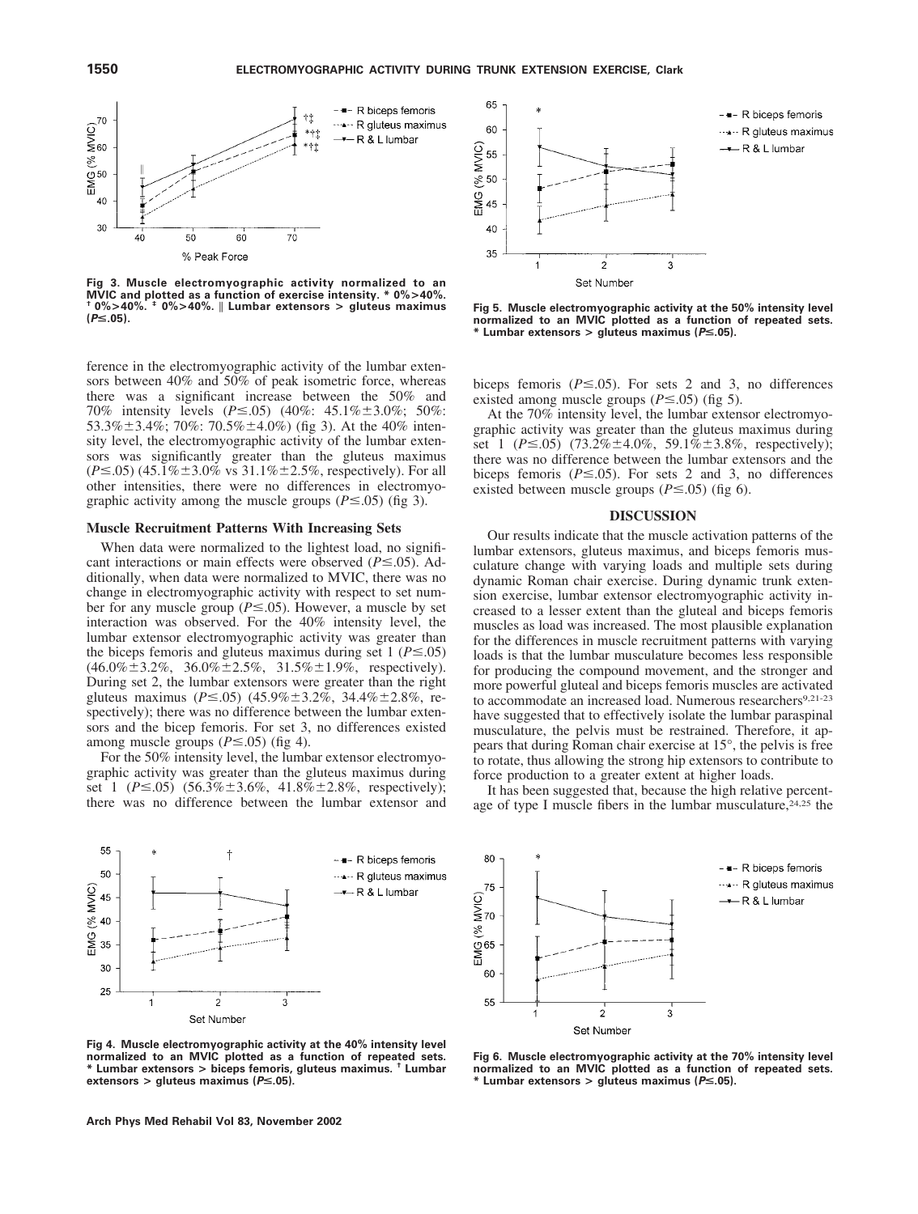Fig 3. Muscle electromyographic activity normalized to an MVIC and plotted as a function of exercise intensity. * 0%>40%. † 0%>40%. ‡ 0%>40%. ‖ Lumbar extensors > gluteus maximus ($P \leq .05$).

Fig 5. Muscle electromyographic activity at the 50% intensity level normalized to an MVIC plotted as a function of repeated sets. * Lumbar extensors > gluteus maximus ($P \leq .05$).

ference in the electromyographic activity of the lumbar extensors between 40% and 50% of peak isometric force, whereas there was a significant increase between the 50% and 70% intensity levels ($P \leq .05$) (40%: 45.1%±3.0%; 50%: 53.3%±3.4%; 70%: 70.5%±4.0%) (fig 3). At the 40% intensity level, the electromyographic activity of the lumbar extensors was significantly greater than the gluteus maximus ($P \leq .05$) (45.1%±3.0% vs 31.1%±2.5%, respectively). For all other intensities, there were no differences in electromyographic activity among the muscle groups ($P \leq .05$) (fig 3).

### Muscle Recruitment Patterns With Increasing Sets

When data were normalized to the lightest load, no significant interactions or main effects were observed ($P \leq .05$). Additionally, when data were normalized to MVIC, there was no change in electromyographic activity with respect to set number for any muscle group ($P \leq .05$). However, a muscle by set interaction was observed. For the 40% intensity level, the lumbar extensor electromyographic activity was greater than the biceps femoris and gluteus maximus during set 1 ($P \leq .05$) (46.0%±3.2%, 36.0%±2.5%, 31.5%±1.9%, respectively). During set 2, the lumbar extensors were greater than the right gluteus maximus ($P \leq .05$) (45.9%±3.2%, 34.4%±2.8%, respectively); there was no difference between the lumbar extensors and the bicep femoris. For set 3, no differences existed among muscle groups ($P \leq .05$) (fig 4).

For the 50% intensity level, the lumbar extensor electromyographic activity was greater than the gluteus maximus during set 1 ($P \leq .05$) (56.3%±3.6%, 41.8%±2.8%, respectively); there was no difference between the lumbar extensor and biceps femoris ($P \leq .05$). For sets 2 and 3, no differences existed among muscle groups ($P \leq .05$) (fig 5).

At the 70% intensity level, the lumbar extensor electromyographic activity was greater than the gluteus maximus during set 1 ($P \leq .05$) (73.2%±4.0%, 59.1%±3.8%, respectively); there was no difference between the lumbar extensors and the biceps femoris ($P \leq .05$). For sets 2 and 3, no differences existed between muscle groups ($P \leq .05$) (fig 6).

## DISCUSSION

Our results indicate that the muscle activation patterns of the lumbar extensors, gluteus maximus, and biceps femoris musculature change with varying loads and multiple sets during dynamic Roman chair exercise. During dynamic trunk extension exercise, lumbar extensor electromyographic activity increased to a lesser extent than the gluteal and biceps femoris muscles as load was increased. The most plausible explanation for the differences in muscle recruitment patterns with varying loads is that the lumbar musculature becomes less responsible for producing the compound movement, and the stronger and more powerful gluteal and biceps femoris muscles are activated to accommodate an increased load. Numerous researchers[9,21-23] have suggested that to effectively isolate the lumbar paraspinal musculature, the pelvis must be restrained. Therefore, it appears that during Roman chair exercise at 15°, the pelvis is free to rotate, thus allowing the strong hip extensors to contribute to force production to a greater extent at higher loads.

It has been suggested that, because the high relative percentage of type I muscle fibers in the lumbar musculature,[24,25] the

Fig 4. Muscle electromyographic activity at the 40% intensity level normalized to an MVIC plotted as a function of repeated sets. * Lumbar extensors > biceps femoris, gluteus maximus. † Lumbar extensors > gluteus maximus ($P \leq .05$).

Fig 6. Muscle electromyographic activity at the 70% intensity level normalized to an MVIC plotted as a function of repeated sets. * Lumbar extensors > gluteus maximus ($P \leq .05$).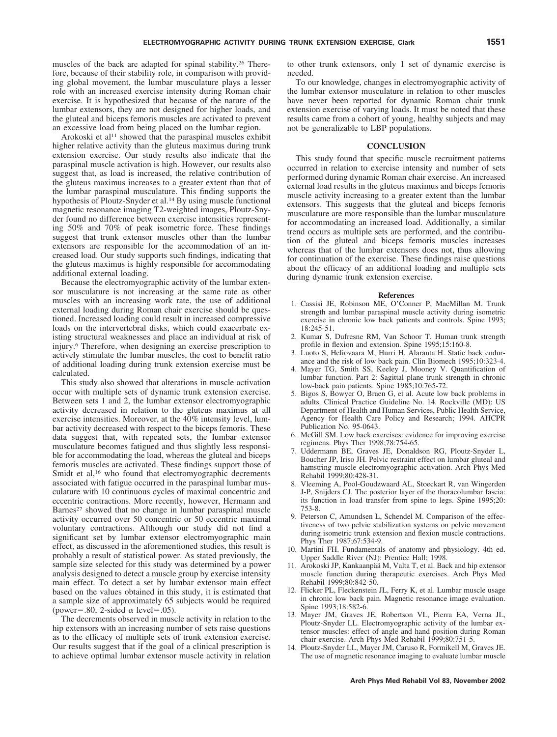muscles of the back are adapted for spinal stability.[26] Therefore, because of their stability role, in comparison with providing global movement, the lumbar musculature plays a lesser role with an increased exercise intensity during Roman chair exercise. It is hypothesized that because of the nature of the lumbar extensors, they are not designed for higher loads, and the gluteal and biceps femoris muscles are activated to prevent an excessive load from being placed on the lumbar region.

Arokoski et al[11] showed that the paraspinal muscles exhibit higher relative activity than the gluteus maximus during trunk extension exercise. Our study results also indicate that the paraspinal muscle activation is high. However, our results also suggest that, as load is increased, the relative contribution of the gluteus maximus increases to a greater extent than that of the lumbar paraspinal musculature. This finding supports the hypothesis of Ploutz-Snyder et al.[14] By using muscle functional magnetic resonance imaging T2-weighted images, Ploutz-Snyder found no difference between exercise intensities representing 50% and 70% of peak isometric force. These findings suggest that trunk extensor muscles other than the lumbar extensors are responsible for the accommodation of an increased load. Our study supports such findings, indicating that the gluteus maximus is highly responsible for accommodating additional external loading.

Because the electromyographic activity of the lumbar extensor musculature is not increasing at the same rate as other muscles with an increasing work rate, the use of additional external loading during Roman chair exercise should be questioned. Increased loading could result in increased compressive loads on the intervertebral disks, which could exacerbate existing structural weaknesses and place an individual at risk of injury.[6] Therefore, when designing an exercise prescription to actively stimulate the lumbar muscles, the cost to benefit ratio of additional loading during trunk extension exercise must be calculated.

This study also showed that alterations in muscle activation occur with multiple sets of dynamic trunk extension exercise. Between sets 1 and 2, the lumbar extensor electromyographic activity decreased in relation to the gluteus maximus at all exercise intensities. Moreover, at the 40% intensity level, lumbar activity decreased with respect to the biceps femoris. These data suggest that, with repeated sets, the lumbar extensor musculature becomes fatigued and thus slightly less responsible for accommodating the load, whereas the gluteal and biceps femoris muscles are activated. These findings support those of Smidt et al,[16] who found that electromyographic decrements associated with fatigue occurred in the paraspinal lumbar musculature with 10 continuous cycles of maximal concentric and eccentric contractions. More recently, however, Hermann and Barnes[27] showed that no change in lumbar paraspinal muscle activity occurred over 50 concentric or 50 eccentric maximal voluntary contractions. Although our study did not find a significant set by lumbar extensor electromyographic main effect, as discussed in the aforementioned studies, this result is probably a result of statistical power. As stated previously, the sample size selected for this study was determined by a power analysis designed to detect a muscle group by exercise intensity main effect. To detect a set by lumbar extensor main effect based on the values obtained in this study, it is estimated that a sample size of approximately 65 subjects would be required (power=.80, 2-sided $\alpha$ level=.05).

The decrements observed in muscle activity in relation to the hip extensors with an increasing number of sets raise questions as to the efficacy of multiple sets of trunk extension exercise. Our results suggest that if the goal of a clinical prescription is to achieve optimal lumbar extensor muscle activity in relation to other trunk extensors, only 1 set of dynamic exercise is needed.

To our knowledge, changes in electromyographic activity of the lumbar extensor musculature in relation to other muscles have never been reported for dynamic Roman chair trunk extension exercise of varying loads. It must be noted that these results came from a cohort of young, healthy subjects and may not be generalizable to LBP populations.

## CONCLUSION

This study found that specific muscle recruitment patterns occurred in relation to exercise intensity and number of sets performed during dynamic Roman chair exercise. An increased external load results in the gluteus maximus and biceps femoris muscle activity increasing to a greater extent than the lumbar extensors. This suggests that the gluteal and biceps femoris musculature are more responsible than the lumbar musculature for accommodating an increased load. Additionally, a similar trend occurs as multiple sets are performed, and the contribution of the gluteal and biceps femoris muscles increases whereas that of the lumbar extensors does not, thus allowing for continuation of the exercise. These findings raise questions about the efficacy of an additional loading and multiple sets during dynamic trunk extension exercise.

### References

1. Cassisi JE, Robinson ME, O'Conner P, MacMillan M. Trunk strength and lumbar paraspinal muscle activity during isometric exercise in chronic low back patients and controls. Spine 1993; 18:245-51.
2. Kumar S, Dufresne RM, Van Schoor T. Human trunk strength profile in flexion and extension. Spine 1995;15:160-8.
3. Luoto S, Heliovaara M, Hurri H, Alaranta H. Static back endurance and the risk of low back pain. Clin Biomech 1995;10:323-4.
4. Mayer TG, Smith SS, Keeley J, Mooney V. Quantification of lumbar function. Part 2: Sagittal plane trunk strength in chronic low-back pain patients. Spine 1985;10:765-72.
5. Bigos S, Bowyer O, Braen G, et al. Acute low back problems in adults. Clinical Practice Guideline No. 14. Rockville (MD): US Department of Health and Human Services, Public Health Service, Agency for Health Care Policy and Research; 1994. AHCPR Publication No. 95-0643.
6. McGill SM. Low back exercises: evidence for improving exercise regimens. Phys Ther 1998;78:754-65.
7. Uddermann BE, Graves JE, Donaldson RG, Ploutz-Snyder L, Boucher JP, Iriso JH. Pelvic restraint effect on lumbar gluteal and hamstring muscle electromyographic activation. Arch Phys Med Rehabil 1999;80:428-31.
8. Vleeming A, Pool-Goudzwaard AL, Stoeckart R, van Wingerden J-P, Snijders CJ. The posterior layer of the thoracolumbar fascia: its function in load transfer from spine to legs. Spine 1995;20: 753-8.
9. Peterson C, Amundsen L, Schendel M. Comparison of the effectiveness of two pelvic stabilization systems on pelvic movement during isometric trunk extension and flexion muscle contractions. Phys Ther 1987;67:534-9.
10. Martini FH. Fundamentals of anatomy and physiology. 4th ed. Upper Saddle River (NJ): Prentice Hall; 1998.
11. Arokoski JP, Kankaanpää M, Valta T, et al. Back and hip extensor muscle function during therapeutic exercises. Arch Phys Med Rehabil 1999;80:842-50.
12. Flicker PL, Fleckenstein JL, Ferry K, et al. Lumbar muscle usage in chronic low back pain. Magnetic resonance image evaluation. Spine 1993;18:582-6.
13. Mayer JM, Graves JE, Robertson VL, Pierra EA, Verna JL, Ploutz-Snyder LL. Electromyographic activity of the lumbar extensor muscles: effect of angle and hand position during Roman chair exercise. Arch Phys Med Rehabil 1999;80:751-5.
14. Ploutz-Snyder LL, Mayer JM, Caruso R, Formikell M, Graves JE. The use of magnetic resonance imaging to evaluate lumbar muscle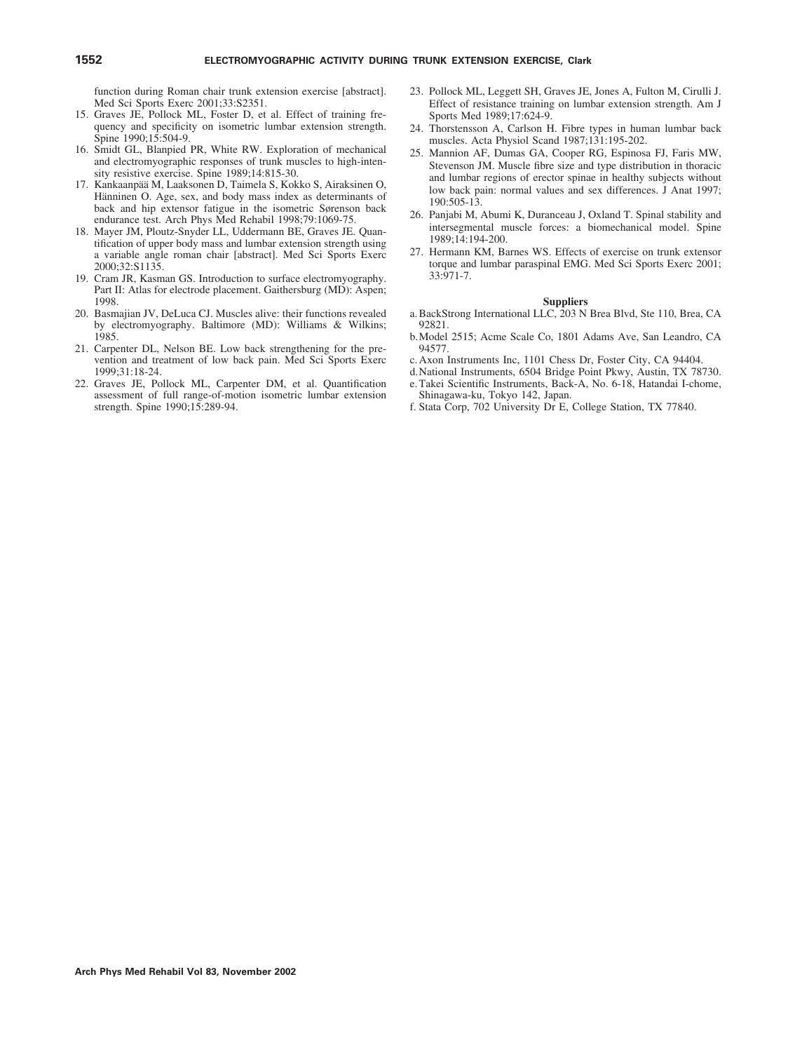function during Roman chair trunk extension exercise [abstract]. Med Sci Sports Exerc 2001;33:S2351.

15. Graves JE, Pollock ML, Foster D, et al. Effect of training frequency and specificity on isometric lumbar extension strength. Spine 1990;15:504-9.
16. Smidt GL, Blanpied PR, White RW. Exploration of mechanical and electromyographic responses of trunk muscles to high-intensity resistive exercise. Spine 1989;14:815-30.
17. Kankaanpää M, Laaksonen D, Taimela S, Kokko S, Airaksinen O, Hänninen O. Age, sex, and body mass index as determinants of back and hip extensor fatigue in the isometric Sørenson back endurance test. Arch Phys Med Rehabil 1998;79:1069-75.
18. Mayer JM, Ploutz-Snyder LL, Uddermann BE, Graves JE. Quantification of upper body mass and lumbar extension strength using a variable angle roman chair [abstract]. Med Sci Sports Exerc 2000;32:S1135.
19. Cram JR, Kasman GS. Introduction to surface electromyography. Part II: Atlas for electrode placement. Gaithersburg (MD): Aspen; 1998.
20. Basmajian JV, DeLuca CJ. Muscles alive: their functions revealed by electromyography. Baltimore (MD): Williams & Wilkins; 1985.
21. Carpenter DL, Nelson BE. Low back strengthening for the prevention and treatment of low back pain. Med Sci Sports Exerc 1999;31:18-24.
22. Graves JE, Pollock ML, Carpenter DM, et al. Quantification assessment of full range-of-motion isometric lumbar extension strength. Spine 1990;15:289-94.
23. Pollock ML, Leggett SH, Graves JE, Jones A, Fulton M, Cirulli J. Effect of resistance training on lumbar extension strength. Am J Sports Med 1989;17:624-9.
24. Thorstensson A, Carlson H. Fibre types in human lumbar back muscles. Acta Physiol Scand 1987;131:195-202.
25. Mannion AF, Dumas GA, Cooper RG, Espinosa FJ, Faris MW, Stevenson JM. Muscle fibre size and type distribution in thoracic and lumbar regions of erector spinae in healthy subjects without low back pain: normal values and sex differences. J Anat 1997; 190:505-13.
26. Panjabi M, Abumi K, Duranceau J, Oxland T. Spinal stability and intersegmental muscle forces: a biomechanical model. Spine 1989;14:194-200.
27. Hermann KM, Barnes WS. Effects of exercise on trunk extensor torque and lumbar paraspinal EMG. Med Sci Sports Exerc 2001; 33:971-7.

**Suppliers**

a. BackStrong International LLC, 203 N Brea Blvd, Ste 110, Brea, CA 92821.
b. Model 2515; Acme Scale Co, 1801 Adams Ave, San Leandro, CA 94577.
c. Axon Instruments Inc, 1101 Chess Dr, Foster City, CA 94404.
d. National Instruments, 6504 Bridge Point Pkwy, Austin, TX 78730.
e. Takei Scientific Instruments, Back-A, No. 6-18, Hatandai I-chome, Shinagawa-ku, Tokyo 142, Japan.
f. Stata Corp, 702 University Dr E, College Station, TX 77840.